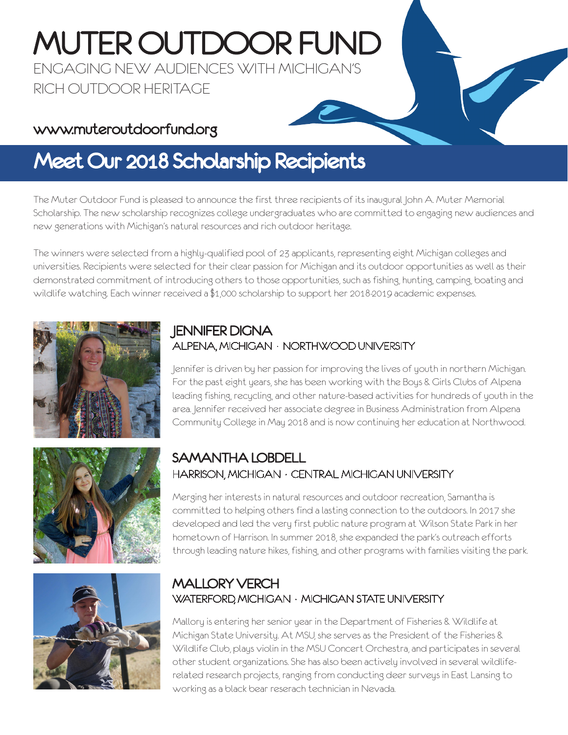# MUTER OUTDOOR FUND

ENGAGING NEW AUDIENCES WITH MICHIGAN'S RICH OUTDOOR HERITAGE

www.muteroutdoorfund.org

## Meet Our 2018 Scholarship Recipients

The Muter Outdoor Fund is pleased to announce the first three recipients of its inaugural John A. Muter Memorial Scholarship. The new scholarship recognizes college undergraduates who are committed to engaging new audiences and new generations with Michigan's natural resources and rich outdoor heritage.

The winners were selected from a highly-qualified pool of 23 applicants, representing eight Michigan colleges and universities. Recipients were selected for their clear passion for Michigan and its outdoor opportunities as well as their demonstrated commitment of introducing others to those opportunities, such as fishing, hunting, camping, boating and wildlife watching. Each winner received a $1,000 scholarship to support her 2018-2019 academic expenses.

### JENNIFER DIGNA

ALPENA, MICHIGAN · NORTHWOOD UNIVERSITY

Jennifer is driven by her passion for improving the lives of youth in northern Michigan. For the past eight years, she has been working with the Boys & Girls Clubs of Alpena leading fishing, recycling, and other nature-based activities for hundreds of youth in the area. Jennifer received her associate degree in Business Administration from Alpena Community College in May 2018 and is now continuing her education at Northwood.

### SAMANTHA LOBDELL

HARRISON, MICHIGAN · CENTRAL MICHIGAN UNIVERSITY

Merging her interests in natural resources and outdoor recreation, Samantha is committed to helping others find a lasting connection to the outdoors. In 2017 she developed and led the very first public nature program at Wilson State Park in her hometown of Harrison. In summer 2018, she expanded the park's outreach efforts through leading nature hikes, fishing, and other programs with families visiting the park.

### MALLORY VERCH

WATERFORD, MICHIGAN · MICHIGAN STATE UNIVERSITY

Mallory is entering her senior year in the Department of Fisheries & Wildlife at Michigan State University. At MSU, she serves as the President of the Fisheries & Wildlife Club, plays violin in the MSU Concert Orchestra, and participates in several other student organizations. She has also been actively involved in several wildlife-related research projects, ranging from conducting deer surveys in East Lansing to working as a black bear reserach technician in Nevada.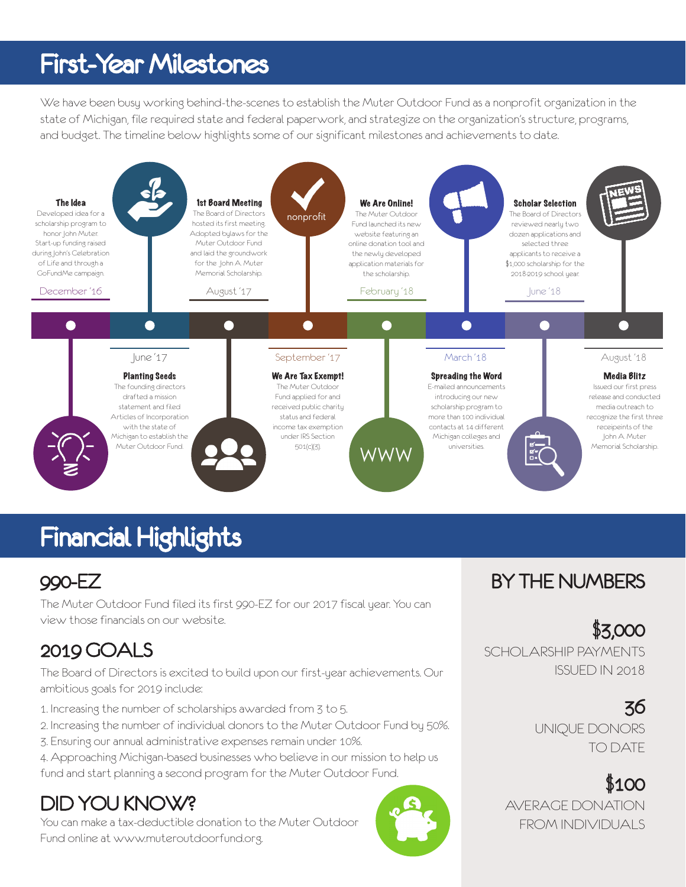# First-Year Milestones

We have been busy working behind-the-scenes to establish the Muter Outdoor Fund as a nonprofit organization in the state of Michigan, file required state and federal paperwork, and strategize on the organization's structure, programs, and budget. The timeline below highlights some of our significant milestones and achievements to date.

**The Idea**
Developed idea for a scholarship program to honor John Muter. Start-up funding raised during John's Celebration of Life and through a GoFundMe campaign.
December '16

June '17
**Planting Seeds**
The founding directors drafted a mission statement and filed Articles of Incorporation with the state of Michigan to establish the Muter Outdoor Fund.

**1st Board Meeting**
The Board of Directors hosted its first meeting. Adopted bylaws for the Muter Outdoor Fund and laid the groundwork for the John A. Muter Memorial Scholarship.
August '17

September '17
**We Are Tax Exempt!**
The Muter Outdoor Fund applied for and received public charity status and federal income tax exemption under IRS Section 501(c)(3).

**We Are Online!**
The Muter Outdoor Fund launched its new website featuring an online donation tool and the newly developed application materials for the scholarship.
February '18

March '18
**Spreading the Word**
E-mailed announcements introducing our new scholarship program to more than 100 individual contacts at 14 different Michigan colleges and universities.

**Scholar Selection**
The Board of Directors reviewed nearly two dozen applications and selected three applicants to receive a $1,000 scholarship for the 2018-2019 school year.
June '18

August '18
**Media Blitz**
Issued our first press release and conducted media outreach to recognize the first three receipeints of the John A. Muter Memorial Scholarship.

# Financial Highlights

## 990-EZ

The Muter Outdoor Fund filed its first 990-EZ for our 2017 fiscal year. You can view those financials on our website.

## 2019 GOALS

The Board of Directors is excited to build upon our first-year achievements. Our ambitious goals for 2019 include:

1. Increasing the number of scholarships awarded from 3 to 5.
2. Increasing the number of individual donors to the Muter Outdoor Fund by 50%.
3. Ensuring our annual administrative expenses remain under 10%.
4. Approaching Michigan-based businesses who believe in our mission to help us fund and start planning a second program for the Muter Outdoor Fund.

## DID YOU KNOW?

You can make a tax-deductible donation to the Muter Outdoor Fund online at www.muteroutdoorfund.org.

## BY THE NUMBERS

**$3,000**
SCHOLARSHIP PAYMENTS ISSUED IN 2018

**36**
UNIQUE DONORS TO DATE

**$100**
AVERAGE DONATION FROM INDIVIDUALS